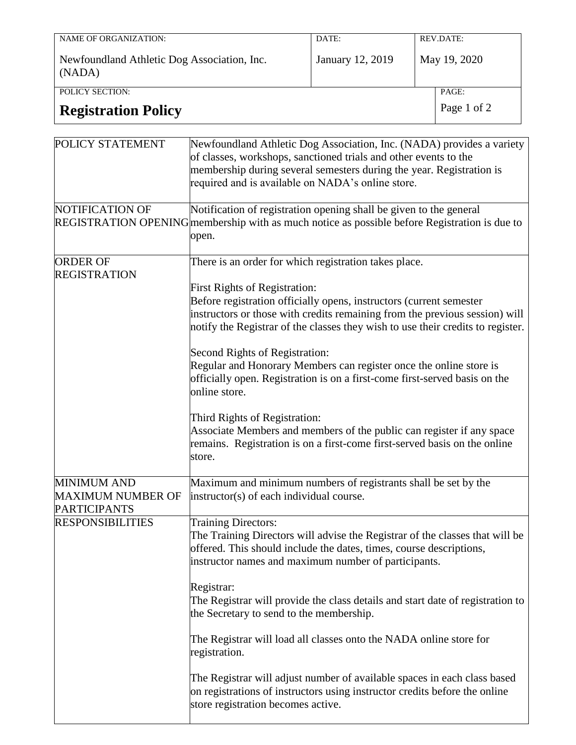| NAME OF ORGANIZATION: | DATE: | REV.DATE: |
|---|---|---|
| Newfoundland Athletic Dog Association, Inc. (NADA) | January 12, 2019 | May 19, 2020 |

**POLICY SECTION:**

# Registration Policy

| | |
|---|---|
| POLICY STATEMENT | Newfoundland Athletic Dog Association, Inc. (NADA) provides a variety of classes, workshops, sanctioned trials and other events to the membership during several semesters during the year. Registration is required and is available on NADA's online store. |
| NOTIFICATION OF REGISTRATION OPENING | Notification of registration opening shall be given to the general membership with as much notice as possible before Registration is due to open. |
| ORDER OF REGISTRATION | There is an order for which registration takes place.<br><br>First Rights of Registration:<br>Before registration officially opens, instructors (current semester instructors or those with credits remaining from the previous session) will notify the Registrar of the classes they wish to use their credits to register.<br><br>Second Rights of Registration:<br>Regular and Honorary Members can register once the online store is officially open. Registration is on a first-come first-served basis on the online store.<br><br>Third Rights of Registration:<br>Associate Members and members of the public can register if any space remains. Registration is on a first-come first-served basis on the online store. |
| MINIMUM AND MAXIMUM NUMBER OF PARTICIPANTS | Maximum and minimum numbers of registrants shall be set by the instructor(s) of each individual course. |
| RESPONSIBILITIES | Training Directors:<br>The Training Directors will advise the Registrar of the classes that will be offered. This should include the dates, times, course descriptions, instructor names and maximum number of participants.<br><br>Registrar:<br>The Registrar will provide the class details and start date of registration to the Secretary to send to the membership.<br><br>The Registrar will load all classes onto the NADA online store for registration.<br><br>The Registrar will adjust number of available spaces in each class based on registrations of instructors using instructor credits before the online store registration becomes active. |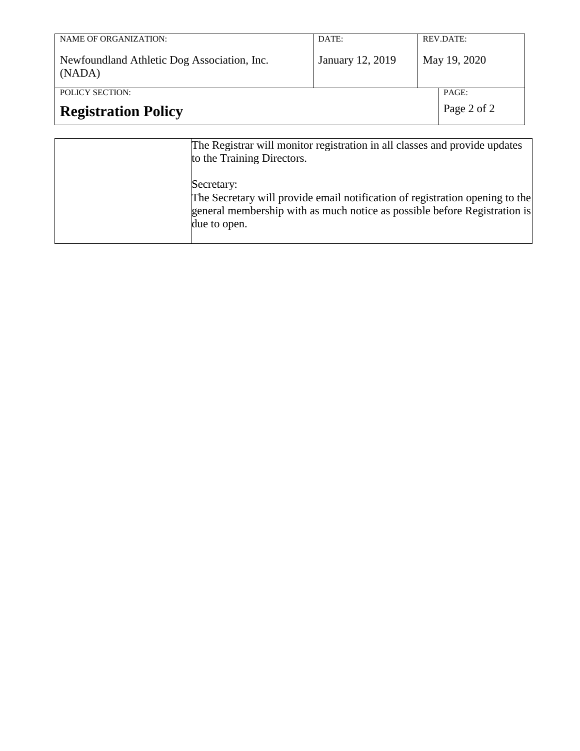| | |
|---|---|
| | The Registrar will monitor registration in all classes and provide updates to the Training Directors.<br><br>Secretary:<br>The Secretary will provide email notification of registration opening to the general membership with as much notice as possible before Registration is due to open. |